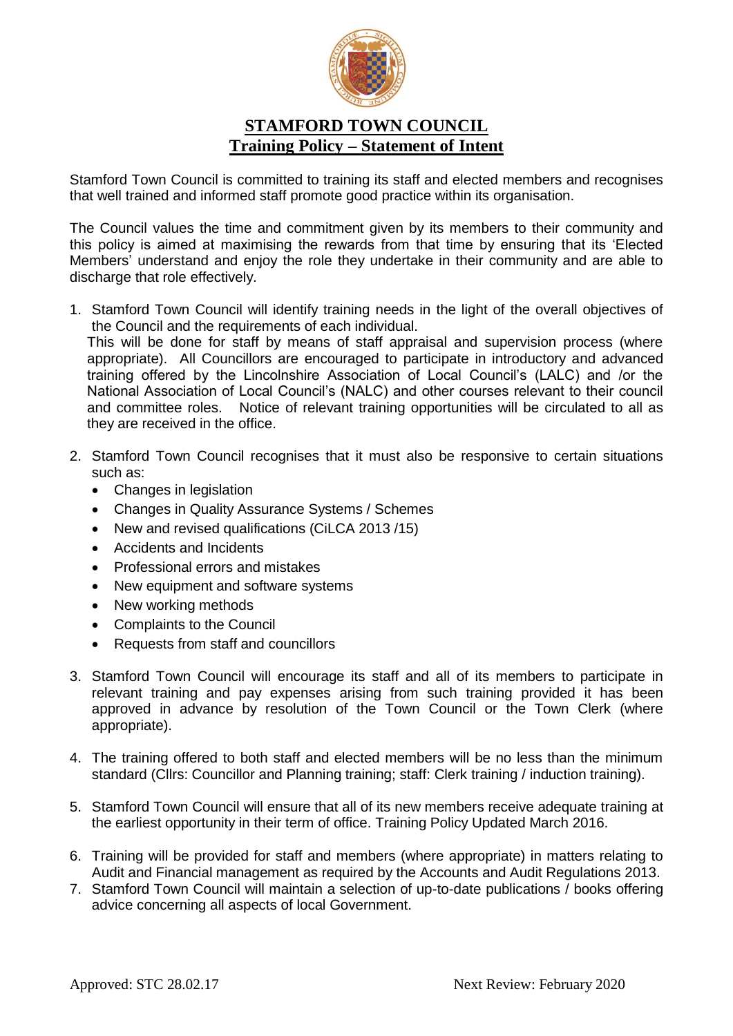# STAMFORD TOWN COUNCIL

## Training Policy – Statement of Intent

Stamford Town Council is committed to training its staff and elected members and recognises that well trained and informed staff promote good practice within its organisation.

The Council values the time and commitment given by its members to their community and this policy is aimed at maximising the rewards from that time by ensuring that its 'Elected Members' understand and enjoy the role they undertake in their community and are able to discharge that role effectively.

1. Stamford Town Council will identify training needs in the light of the overall objectives of the Council and the requirements of each individual.
   This will be done for staff by means of staff appraisal and supervision process (where appropriate). All Councillors are encouraged to participate in introductory and advanced training offered by the Lincolnshire Association of Local Council's (LALC) and /or the National Association of Local Council's (NALC) and other courses relevant to their council and committee roles. Notice of relevant training opportunities will be circulated to all as they are received in the office.

2. Stamford Town Council recognises that it must also be responsive to certain situations such as:
   - Changes in legislation
   - Changes in Quality Assurance Systems / Schemes
   - New and revised qualifications (CiLCA 2013 /15)
   - Accidents and Incidents
   - Professional errors and mistakes
   - New equipment and software systems
   - New working methods
   - Complaints to the Council
   - Requests from staff and councillors

3. Stamford Town Council will encourage its staff and all of its members to participate in relevant training and pay expenses arising from such training provided it has been approved in advance by resolution of the Town Council or the Town Clerk (where appropriate).

4. The training offered to both staff and elected members will be no less than the minimum standard (Cllrs: Councillor and Planning training; staff: Clerk training / induction training).

5. Stamford Town Council will ensure that all of its new members receive adequate training at the earliest opportunity in their term of office. Training Policy Updated March 2016.

6. Training will be provided for staff and members (where appropriate) in matters relating to Audit and Financial management as required by the Accounts and Audit Regulations 2013.

7. Stamford Town Council will maintain a selection of up-to-date publications / books offering advice concerning all aspects of local Government.

Approved: STC 28.02.17 Next Review: February 2020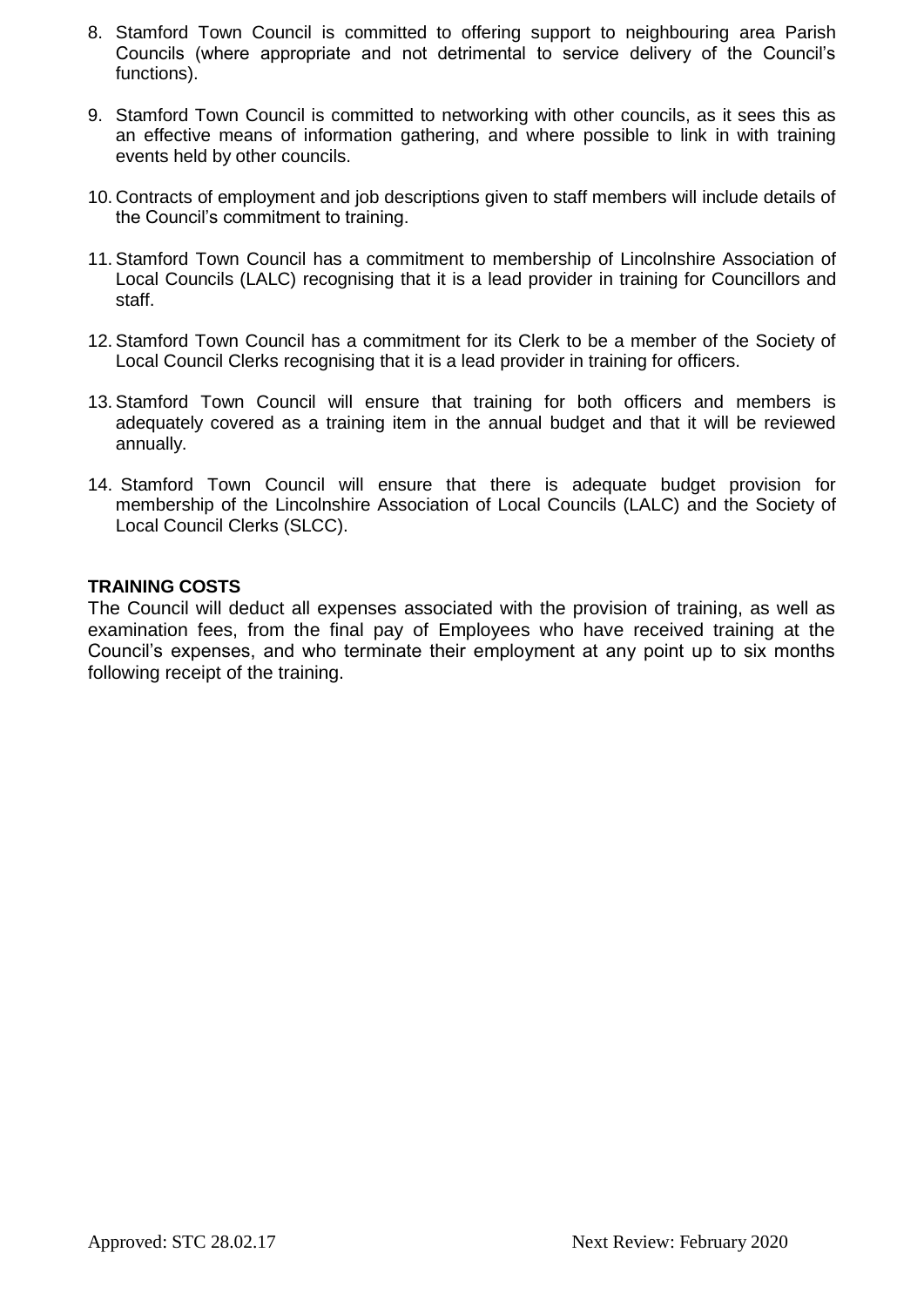8. Stamford Town Council is committed to offering support to neighbouring area Parish Councils (where appropriate and not detrimental to service delivery of the Council's functions).

9. Stamford Town Council is committed to networking with other councils, as it sees this as an effective means of information gathering, and where possible to link in with training events held by other councils.

10. Contracts of employment and job descriptions given to staff members will include details of the Council's commitment to training.

11. Stamford Town Council has a commitment to membership of Lincolnshire Association of Local Councils (LALC) recognising that it is a lead provider in training for Councillors and staff.

12. Stamford Town Council has a commitment for its Clerk to be a member of the Society of Local Council Clerks recognising that it is a lead provider in training for officers.

13. Stamford Town Council will ensure that training for both officers and members is adequately covered as a training item in the annual budget and that it will be reviewed annually.

14. Stamford Town Council will ensure that there is adequate budget provision for membership of the Lincolnshire Association of Local Councils (LALC) and the Society of Local Council Clerks (SLCC).

**TRAINING COSTS**

The Council will deduct all expenses associated with the provision of training, as well as examination fees, from the final pay of Employees who have received training at the Council's expenses, and who terminate their employment at any point up to six months following receipt of the training.

Approved: STC 28.02.17 Next Review: February 2020